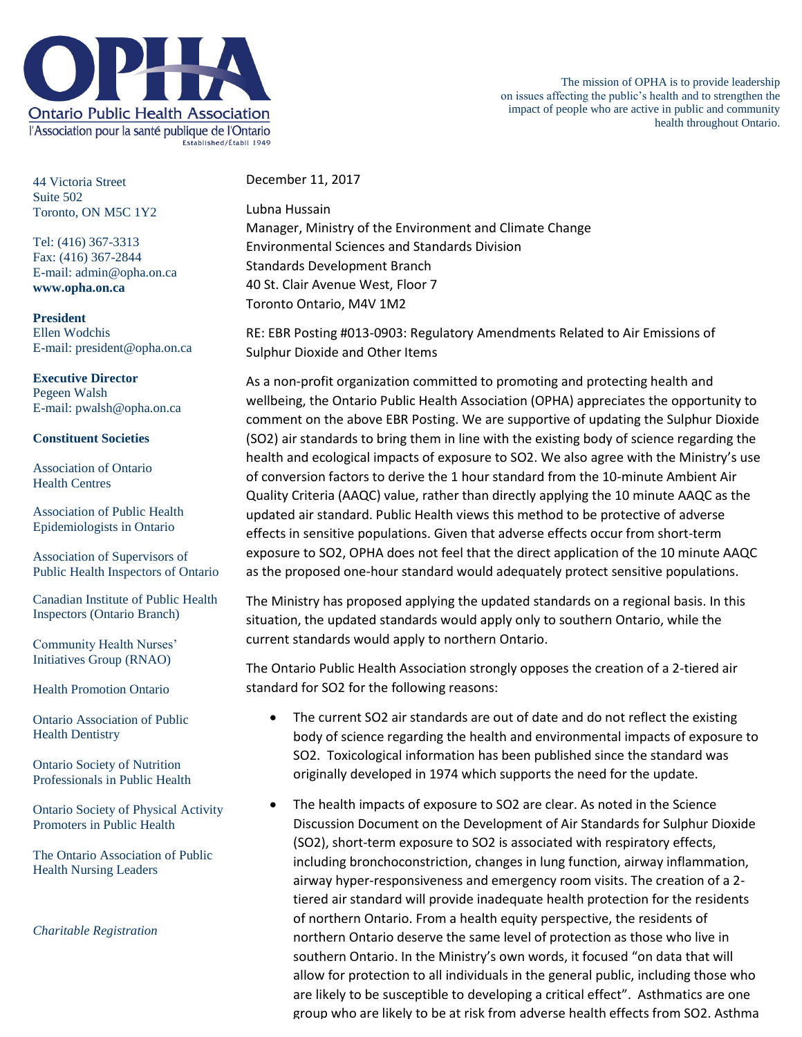**Ontario Public Health Association**
l'Association pour la santé publique de l'Ontario
Established/Établi 1949

The mission of OPHA is to provide leadership on issues affecting the public's health and to strengthen the impact of people who are active in public and community health throughout Ontario.

44 Victoria Street
Suite 502
Toronto, ON M5C 1Y2

Tel: (416) 367-3313
Fax: (416) 367-2844
E-mail: admin@opha.on.ca
**www.opha.on.ca**

**President**
Ellen Wodchis
E-mail: president@opha.on.ca

**Executive Director**
Pegeen Walsh
E-mail: pwalsh@opha.on.ca

**Constituent Societies**

Association of Ontario Health Centres

Association of Public Health Epidemiologists in Ontario

Association of Supervisors of Public Health Inspectors of Ontario

Canadian Institute of Public Health Inspectors (Ontario Branch)

Community Health Nurses' Initiatives Group (RNAO)

Health Promotion Ontario

Ontario Association of Public Health Dentistry

Ontario Society of Nutrition Professionals in Public Health

Ontario Society of Physical Activity Promoters in Public Health

The Ontario Association of Public Health Nursing Leaders

*Charitable Registration*

December 11, 2017

Lubna Hussain
Manager, Ministry of the Environment and Climate Change
Environmental Sciences and Standards Division
Standards Development Branch
40 St. Clair Avenue West, Floor 7
Toronto Ontario, M4V 1M2

RE: EBR Posting #013-0903: Regulatory Amendments Related to Air Emissions of Sulphur Dioxide and Other Items

As a non-profit organization committed to promoting and protecting health and wellbeing, the Ontario Public Health Association (OPHA) appreciates the opportunity to comment on the above EBR Posting. We are supportive of updating the Sulphur Dioxide ($SO_2$) air standards to bring them in line with the existing body of science regarding the health and ecological impacts of exposure to $SO_2$. We also agree with the Ministry's use of conversion factors to derive the 1 hour standard from the 10-minute Ambient Air Quality Criteria (AAQC) value, rather than directly applying the 10 minute AAQC as the updated air standard. Public Health views this method to be protective of adverse effects in sensitive populations. Given that adverse effects occur from short-term exposure to $SO_2$, OPHA does not feel that the direct application of the 10 minute AAQC as the proposed one-hour standard would adequately protect sensitive populations.

The Ministry has proposed applying the updated standards on a regional basis. In this situation, the updated standards would apply only to southern Ontario, while the current standards would apply to northern Ontario.

The Ontario Public Health Association strongly opposes the creation of a 2-tiered air standard for $SO_2$ for the following reasons:

- The current $SO_2$ air standards are out of date and do not reflect the existing body of science regarding the health and environmental impacts of exposure to $SO_2$. Toxicological information has been published since the standard was originally developed in 1974 which supports the need for the update.
- The health impacts of exposure to $SO_2$ are clear. As noted in the Science Discussion Document on the Development of Air Standards for Sulphur Dioxide ($SO_2$), short-term exposure to $SO_2$ is associated with respiratory effects, including bronchoconstriction, changes in lung function, airway inflammation, airway hyper-responsiveness and emergency room visits. The creation of a 2-tiered air standard will provide inadequate health protection for the residents of northern Ontario. From a health equity perspective, the residents of northern Ontario deserve the same level of protection as those who live in southern Ontario. In the Ministry's own words, it focused "on data that will allow for protection to all individuals in the general public, including those who are likely to be susceptible to developing a critical effect". Asthmatics are one group who are likely to be at risk from adverse health effects from $SO_2$. Asthma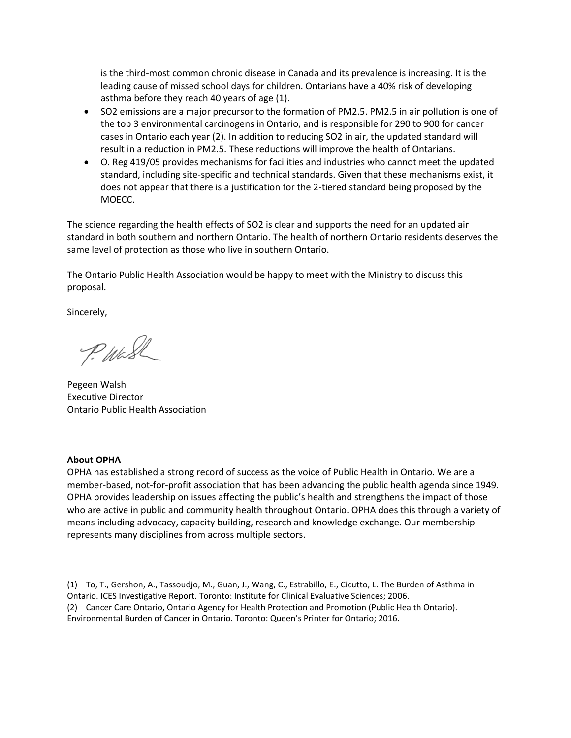is the third-most common chronic disease in Canada and its prevalence is increasing. It is the leading cause of missed school days for children. Ontarians have a 40% risk of developing asthma before they reach 40 years of age (1).

- $SO_2$ emissions are a major precursor to the formation of $PM_{2.5}$. $PM_{2.5}$ in air pollution is one of the top 3 environmental carcinogens in Ontario, and is responsible for 290 to 900 for cancer cases in Ontario each year (2). In addition to reducing $SO_2$ in air, the updated standard will result in a reduction in $PM_{2.5}$. These reductions will improve the health of Ontarians.
- O. Reg 419/05 provides mechanisms for facilities and industries who cannot meet the updated standard, including site-specific and technical standards. Given that these mechanisms exist, it does not appear that there is a justification for the 2-tiered standard being proposed by the MOECC.

The science regarding the health effects of $SO_2$ is clear and supports the need for an updated air standard in both southern and northern Ontario. The health of northern Ontario residents deserves the same level of protection as those who live in southern Ontario.

The Ontario Public Health Association would be happy to meet with the Ministry to discuss this proposal.

Sincerely,

Pegeen Walsh
Executive Director
Ontario Public Health Association

**About OPHA**

OPHA has established a strong record of success as the voice of Public Health in Ontario. We are a member-based, not-for-profit association that has been advancing the public health agenda since 1949. OPHA provides leadership on issues affecting the public's health and strengthens the impact of those who are active in public and community health throughout Ontario. OPHA does this through a variety of means including advocacy, capacity building, research and knowledge exchange. Our membership represents many disciplines from across multiple sectors.

(1) To, T., Gershon, A., Tassoudjo, M., Guan, J., Wang, C., Estrabillo, E., Cicutto, L. The Burden of Asthma in Ontario. ICES Investigative Report. Toronto: Institute for Clinical Evaluative Sciences; 2006.
(2) Cancer Care Ontario, Ontario Agency for Health Protection and Promotion (Public Health Ontario). Environmental Burden of Cancer in Ontario. Toronto: Queen's Printer for Ontario; 2016.